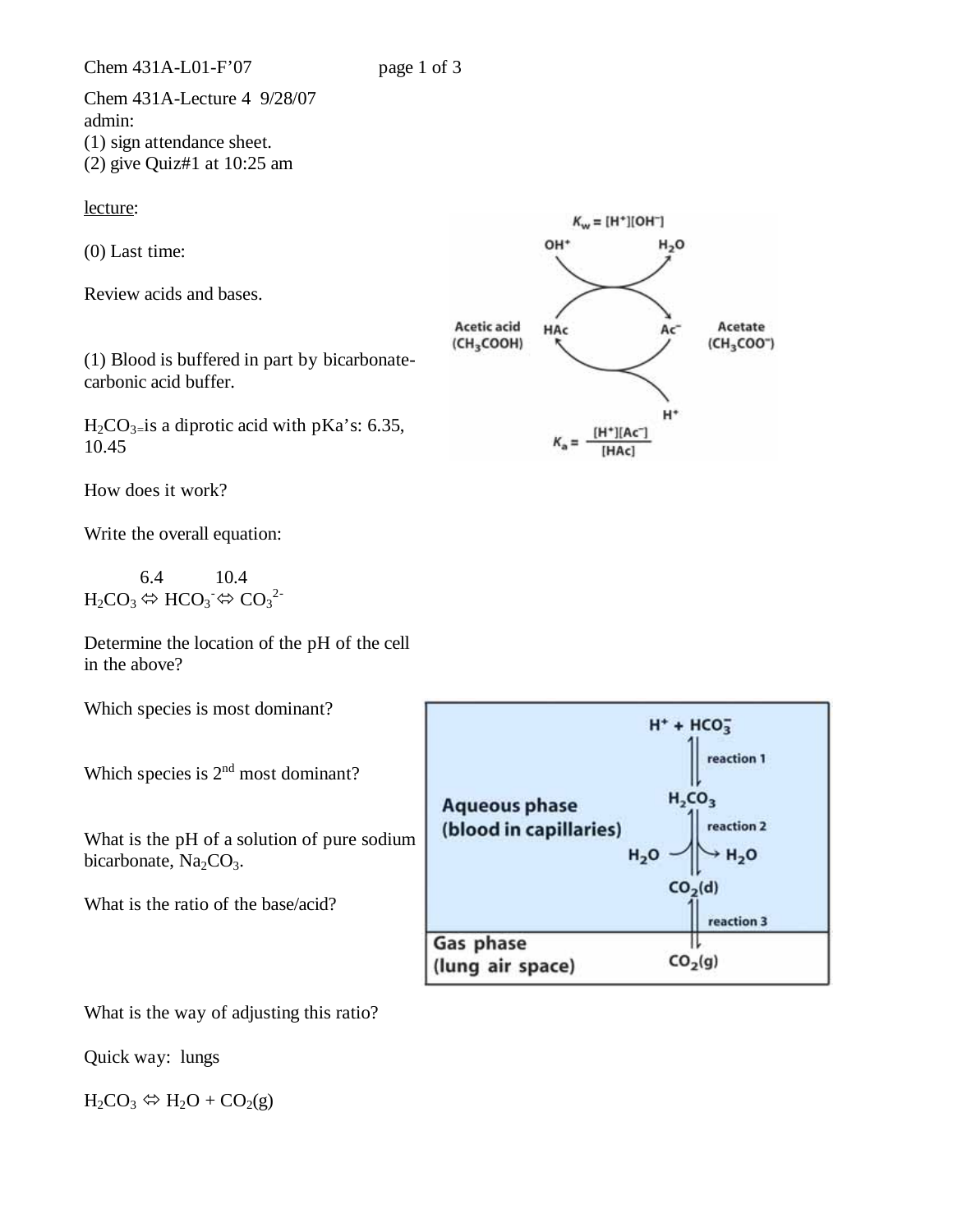Chem 431A-Lecture 4 9/28/07

admin:

(1) sign attendance sheet.

(2) give Quiz#1 at 10:25 am

<u>lecture</u>:

(0) Last time:

Review acids and bases.

(1) Blood is buffered in part by bicarbonate-carbonic acid buffer.

$H_2CO_3$=is a diprotic acid with pKa's: 6.35, 10.45

How does it work?

Write the overall equation:

$$H_2CO_3 \overset{6.4}{\Leftrightarrow} HCO_3^- \overset{10.4}{\Leftrightarrow} CO_3^{2-}$$

Determine the location of the pH of the cell in the above?

Which species is most dominant?

Which species is 2nd most dominant?

What is the pH of a solution of pure sodium bicarbonate, $Na_2CO_3$.

What is the ratio of the base/acid?

What is the way of adjusting this ratio?

Quick way: lungs

$$H_2CO_3 \Leftrightarrow H_2O + CO_2(g)$$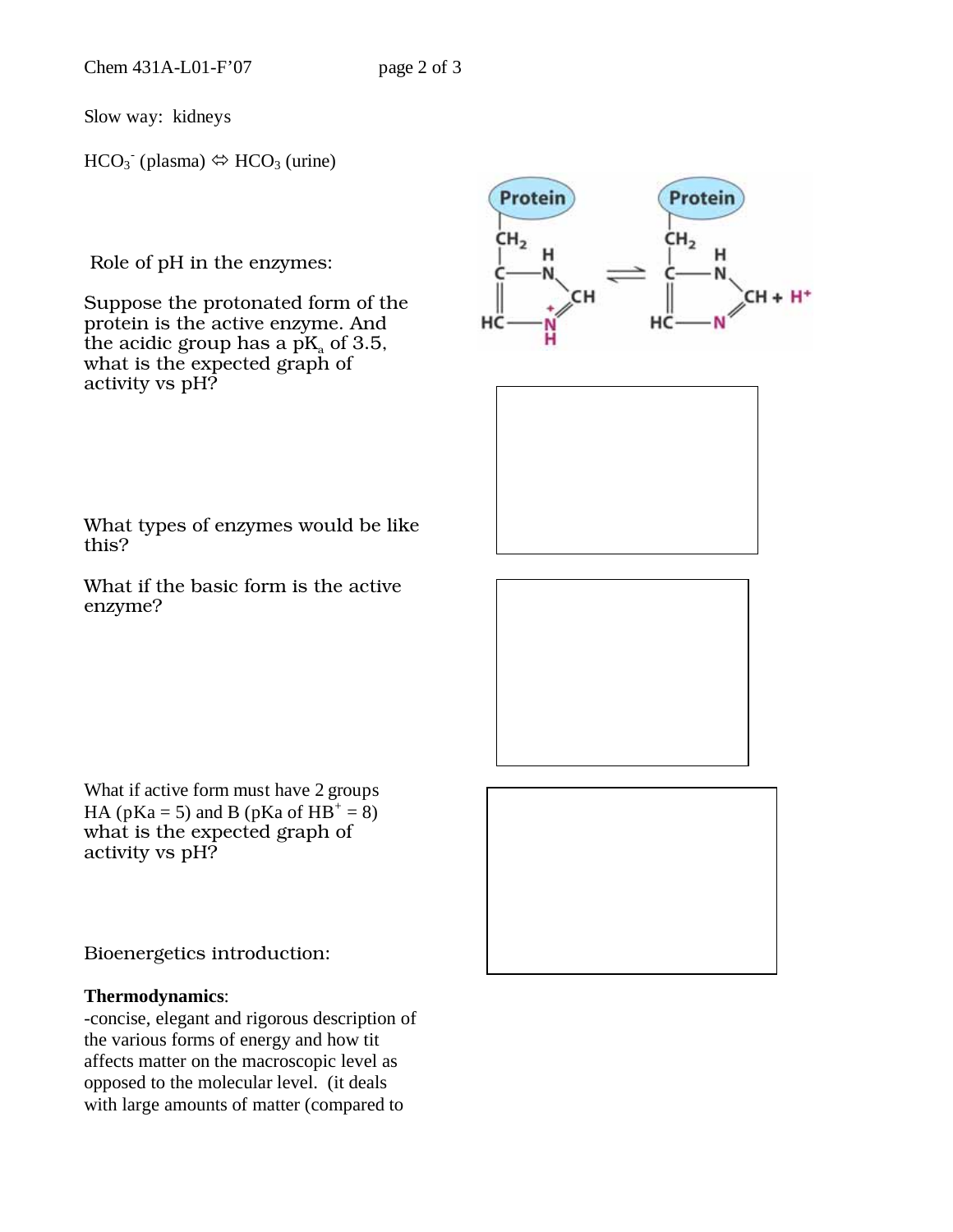Slow way: kidneys

$HCO_3^-$ (plasma) ⇔ $HCO_3$ (urine)

Role of pH in the enzymes:

Suppose the protonated form of the protein is the active enzyme. And the acidic group has a $pK_a$ of 3.5, what is the expected graph of activity vs pH?

What types of enzymes would be like this?

What if the basic form is the active enzyme?

What if active form must have 2 groups HA ($pKa = 5$) and B ($pKa$ of $HB^+ = 8$) what is the expected graph of activity vs pH?

Bioenergetics introduction:

**Thermodynamics**:
-concise, elegant and rigorous description of the various forms of energy and how tit affects matter on the macroscopic level as opposed to the molecular level. (it deals with large amounts of matter (compared to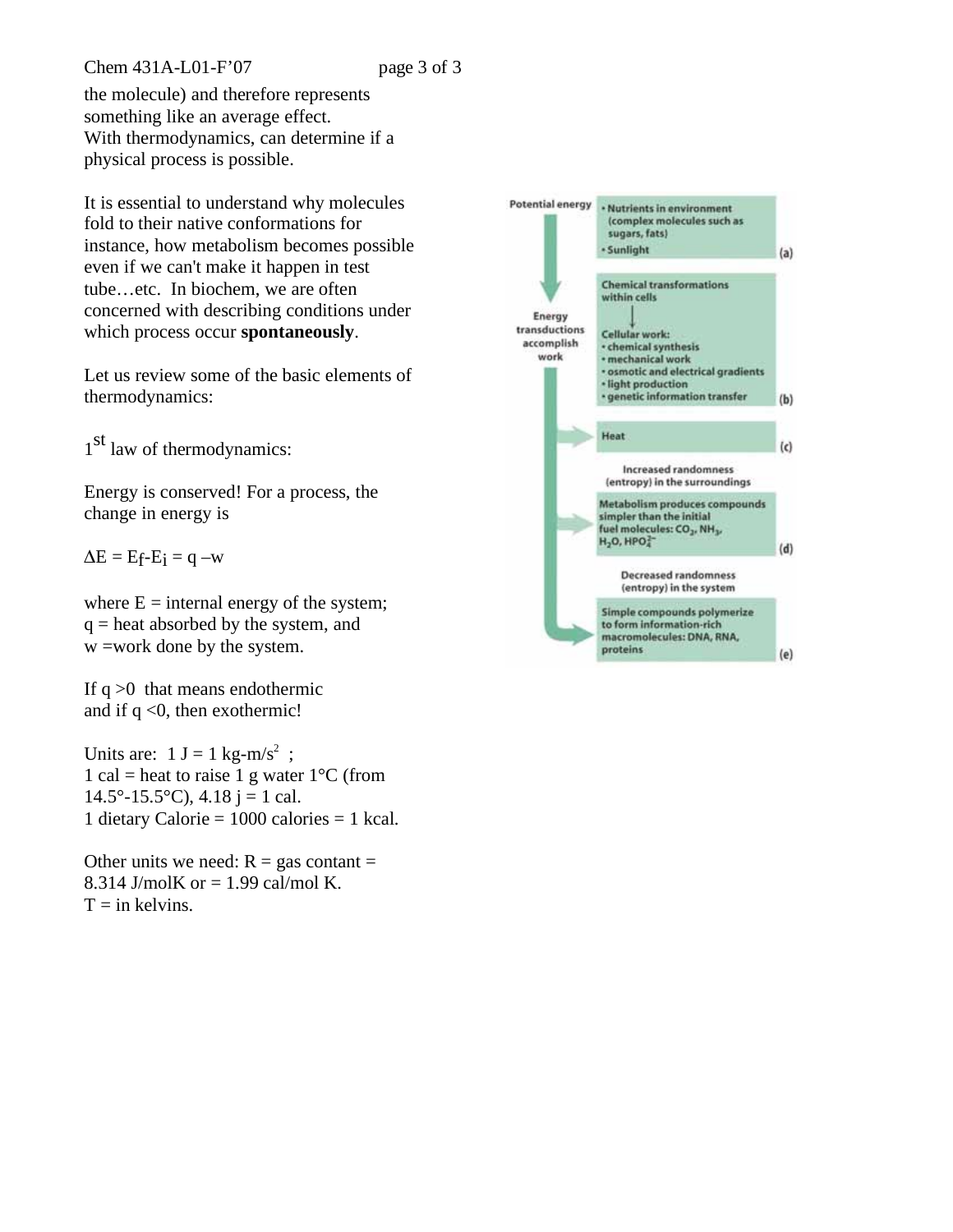the molecule) and therefore represents something like an average effect. With thermodynamics, can determine if a physical process is possible.

It is essential to understand why molecules fold to their native conformations for instance, how metabolism becomes possible even if we can't make it happen in test tube…etc. In biochem, we are often concerned with describing conditions under which process occur **spontaneously**.

Let us review some of the basic elements of thermodynamics:

1st law of thermodynamics:

Energy is conserved! For a process, the change in energy is

$$\Delta E = E_f - E_i = q - w$$

where E = internal energy of the system; q = heat absorbed by the system, and w = work done by the system.

If $q > 0$ that means endothermic and if $q < 0$, then exothermic!

Units are: $1\ J = 1\ kg\text{-}m/s^2$ ;
1 cal = heat to raise 1 g water 1°C (from 14.5°-15.5°C), 4.18 j = 1 cal.
1 dietary Calorie = 1000 calories = 1 kcal.

Other units we need: R = gas contant = 8.314 J/molK or = 1.99 cal/mol K.
T = in kelvins.

Potential energy

- Nutrients in environment (complex molecules such as sugars, fats)
- Sunlight

(a)

Energy transductions accomplish work

Chemical transformations within cells

Cellular work:
- chemical synthesis
- mechanical work
- osmotic and electrical gradients
- light production
- genetic information transfer

(b)

Heat

(c)

Increased randomness (entropy) in the surroundings

Metabolism produces compounds simpler than the initial fuel molecules: $CO_2$, $NH_3$, $H_2O$, $HPO_4^{2-}$

(d)

Decreased randomness (entropy) in the system

Simple compounds polymerize to form information-rich macromolecules: DNA, RNA, proteins

(e)